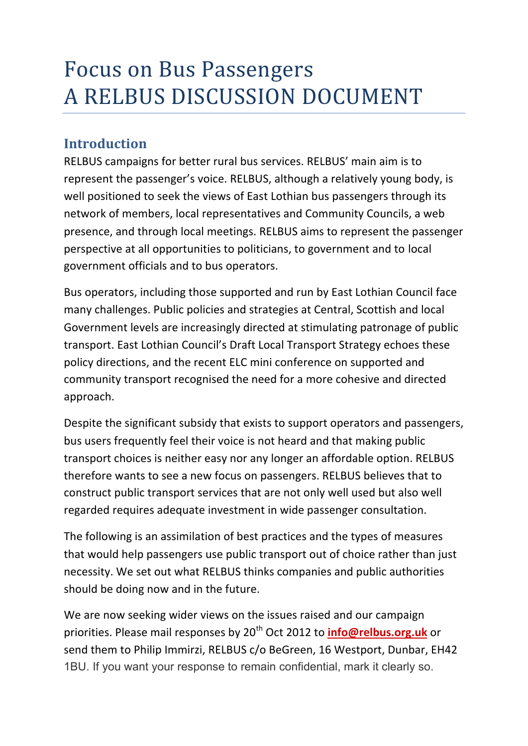# Focus on Bus Passengers
# A RELBUS DISCUSSION DOCUMENT

## Introduction

RELBUS campaigns for better rural bus services. RELBUS' main aim is to represent the passenger's voice. RELBUS, although a relatively young body, is well positioned to seek the views of East Lothian bus passengers through its network of members, local representatives and Community Councils, a web presence, and through local meetings. RELBUS aims to represent the passenger perspective at all opportunities to politicians, to government and to local government officials and to bus operators.

Bus operators, including those supported and run by East Lothian Council face many challenges. Public policies and strategies at Central, Scottish and local Government levels are increasingly directed at stimulating patronage of public transport. East Lothian Council's Draft Local Transport Strategy echoes these policy directions, and the recent ELC mini conference on supported and community transport recognised the need for a more cohesive and directed approach.

Despite the significant subsidy that exists to support operators and passengers, bus users frequently feel their voice is not heard and that making public transport choices is neither easy nor any longer an affordable option. RELBUS therefore wants to see a new focus on passengers. RELBUS believes that to construct public transport services that are not only well used but also well regarded requires adequate investment in wide passenger consultation.

The following is an assimilation of best practices and the types of measures that would help passengers use public transport out of choice rather than just necessity. We set out what RELBUS thinks companies and public authorities should be doing now and in the future.

We are now seeking wider views on the issues raised and our campaign priorities. Please mail responses by 20th Oct 2012 to **info@relbus.org.uk** or send them to Philip Immirzi, RELBUS c/o BeGreen, 16 Westport, Dunbar, EH42 1BU. If you want your response to remain confidential, mark it clearly so.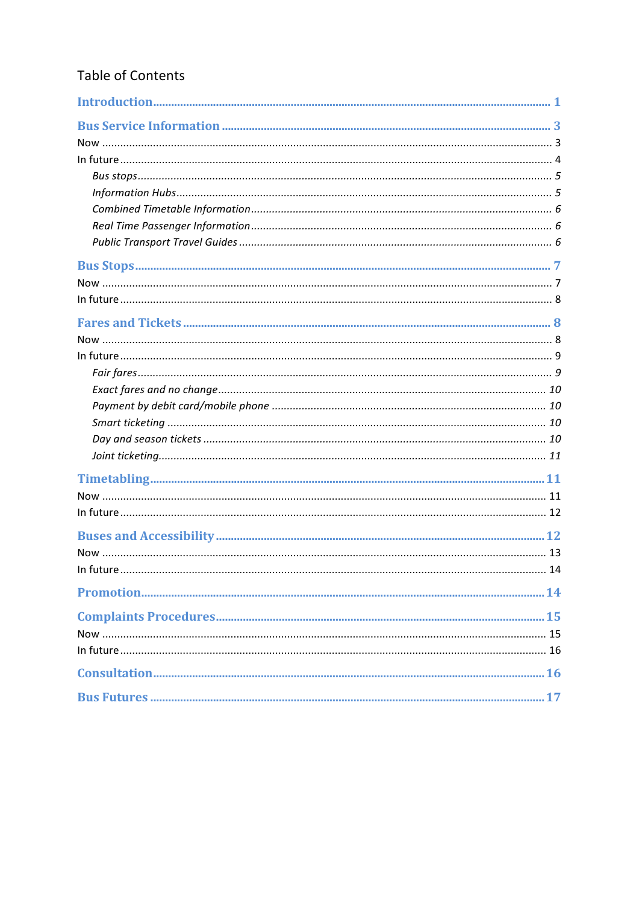# Table of Contents

- Introduction ... 1
- Bus Service Information ... 3
  - Now ... 3
  - In future ... 4
    - *Bus stops* ... 5
    - *Information Hubs* ... 5
    - *Combined Timetable Information* ... 6
    - *Real Time Passenger Information* ... 6
    - *Public Transport Travel Guides* ... 6
- Bus Stops ... 7
  - Now ... 7
  - In future ... 8
- Fares and Tickets ... 8
  - Now ... 8
  - In future ... 9
    - *Fair fares* ... 9
    - *Exact fares and no change* ... 10
    - *Payment by debit card/mobile phone* ... 10
    - *Smart ticketing* ... 10
    - *Day and season tickets* ... 10
    - *Joint ticketing* ... 11
- Timetabling ... 11
  - Now ... 11
  - In future ... 12
- Buses and Accessibility ... 12
  - Now ... 13
  - In future ... 14
- Promotion ... 14
- Complaints Procedures ... 15
  - Now ... 15
  - In future ... 16
- Consultation ... 16
- Bus Futures ... 17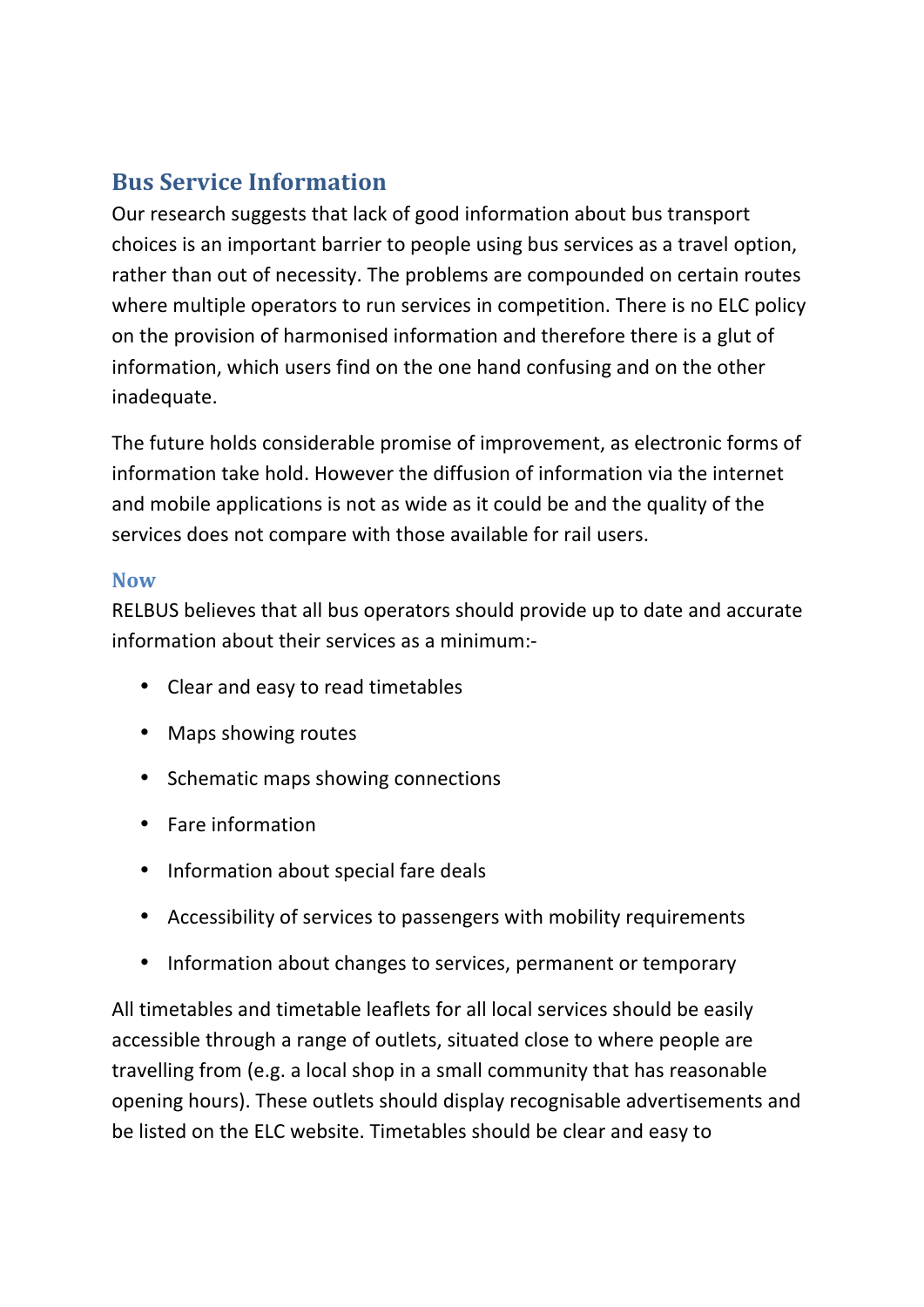## Bus Service Information

Our research suggests that lack of good information about bus transport choices is an important barrier to people using bus services as a travel option, rather than out of necessity. The problems are compounded on certain routes where multiple operators to run services in competition. There is no ELC policy on the provision of harmonised information and therefore there is a glut of information, which users find on the one hand confusing and on the other inadequate.

The future holds considerable promise of improvement, as electronic forms of information take hold. However the diffusion of information via the internet and mobile applications is not as wide as it could be and the quality of the services does not compare with those available for rail users.

### Now

RELBUS believes that all bus operators should provide up to date and accurate information about their services as a minimum:-

- Clear and easy to read timetables
- Maps showing routes
- Schematic maps showing connections
- Fare information
- Information about special fare deals
- Accessibility of services to passengers with mobility requirements
- Information about changes to services, permanent or temporary

All timetables and timetable leaflets for all local services should be easily accessible through a range of outlets, situated close to where people are travelling from (e.g. a local shop in a small community that has reasonable opening hours). These outlets should display recognisable advertisements and be listed on the ELC website. Timetables should be clear and easy to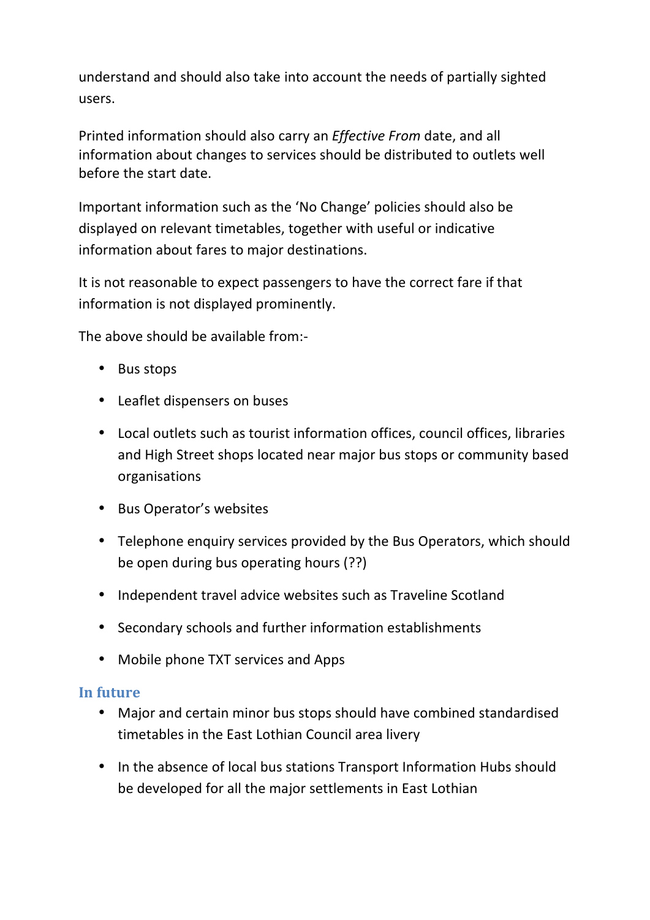understand and should also take into account the needs of partially sighted users.

Printed information should also carry an *Effective From* date, and all information about changes to services should be distributed to outlets well before the start date.

Important information such as the 'No Change' policies should also be displayed on relevant timetables, together with useful or indicative information about fares to major destinations.

It is not reasonable to expect passengers to have the correct fare if that information is not displayed prominently.

The above should be available from:-

- Bus stops
- Leaflet dispensers on buses
- Local outlets such as tourist information offices, council offices, libraries and High Street shops located near major bus stops or community based organisations
- Bus Operator's websites
- Telephone enquiry services provided by the Bus Operators, which should be open during bus operating hours (??)
- Independent travel advice websites such as Traveline Scotland
- Secondary schools and further information establishments
- Mobile phone TXT services and Apps

### In future

- Major and certain minor bus stops should have combined standardised timetables in the East Lothian Council area livery
- In the absence of local bus stations Transport Information Hubs should be developed for all the major settlements in East Lothian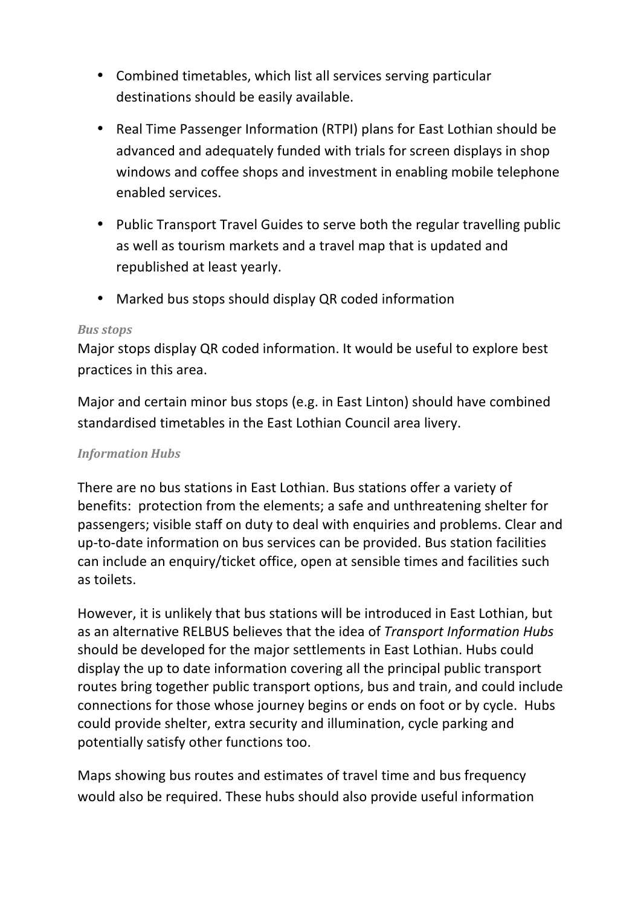- Combined timetables, which list all services serving particular destinations should be easily available.
- Real Time Passenger Information (RTPI) plans for East Lothian should be advanced and adequately funded with trials for screen displays in shop windows and coffee shops and investment in enabling mobile telephone enabled services.
- Public Transport Travel Guides to serve both the regular travelling public as well as tourism markets and a travel map that is updated and republished at least yearly.
- Marked bus stops should display QR coded information

***Bus stops***

Major stops display QR coded information. It would be useful to explore best practices in this area.

Major and certain minor bus stops (e.g. in East Linton) should have combined standardised timetables in the East Lothian Council area livery.

***Information Hubs***

There are no bus stations in East Lothian. Bus stations offer a variety of benefits: protection from the elements; a safe and unthreatening shelter for passengers; visible staff on duty to deal with enquiries and problems. Clear and up-to-date information on bus services can be provided. Bus station facilities can include an enquiry/ticket office, open at sensible times and facilities such as toilets.

However, it is unlikely that bus stations will be introduced in East Lothian, but as an alternative RELBUS believes that the idea of *Transport Information Hubs* should be developed for the major settlements in East Lothian. Hubs could display the up to date information covering all the principal public transport routes bring together public transport options, bus and train, and could include connections for those whose journey begins or ends on foot or by cycle. Hubs could provide shelter, extra security and illumination, cycle parking and potentially satisfy other functions too.

Maps showing bus routes and estimates of travel time and bus frequency would also be required. These hubs should also provide useful information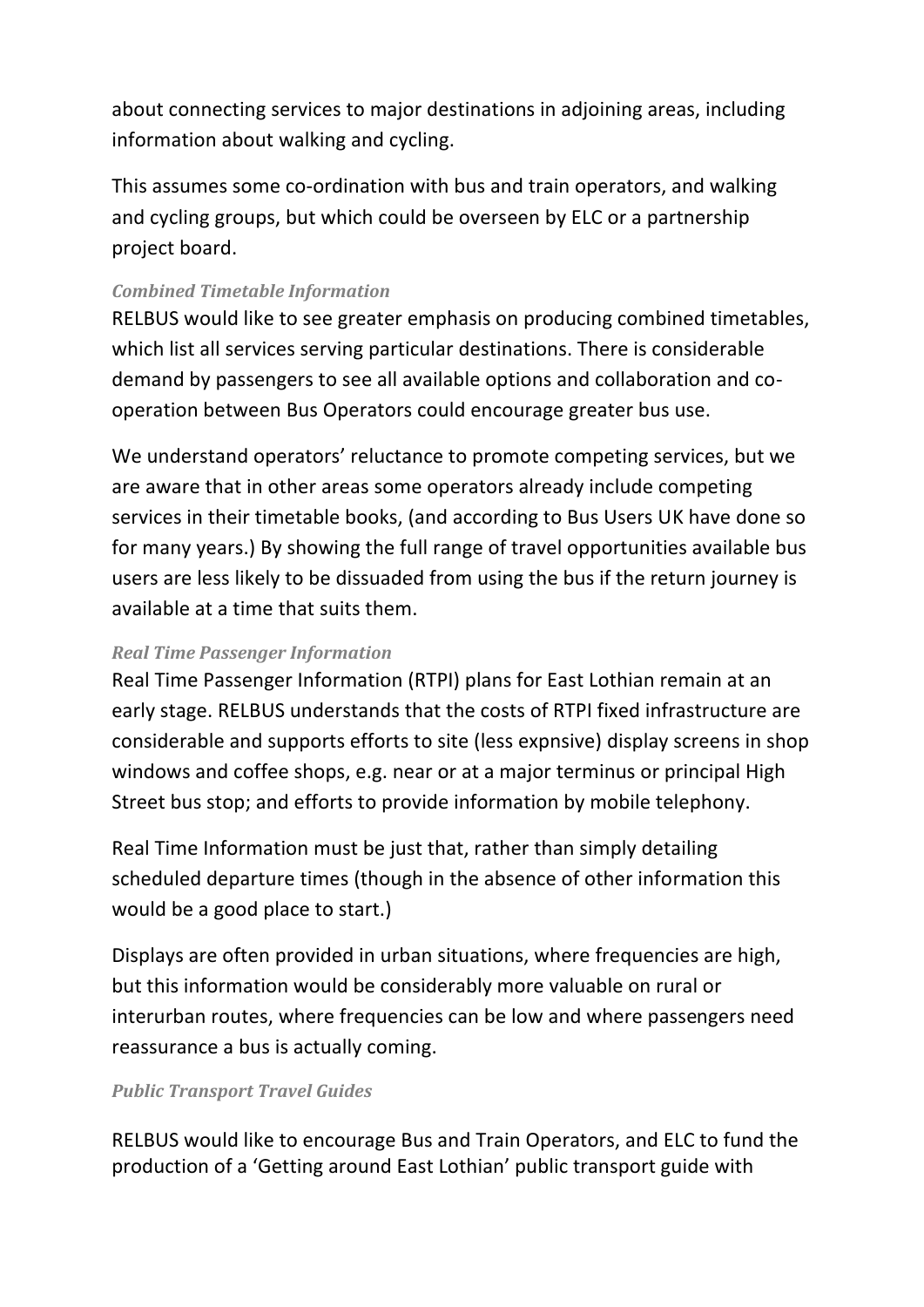about connecting services to major destinations in adjoining areas, including information about walking and cycling.

This assumes some co-ordination with bus and train operators, and walking and cycling groups, but which could be overseen by ELC or a partnership project board.

### *Combined Timetable Information*

RELBUS would like to see greater emphasis on producing combined timetables, which list all services serving particular destinations. There is considerable demand by passengers to see all available options and collaboration and co-operation between Bus Operators could encourage greater bus use.

We understand operators' reluctance to promote competing services, but we are aware that in other areas some operators already include competing services in their timetable books, (and according to Bus Users UK have done so for many years.) By showing the full range of travel opportunities available bus users are less likely to be dissuaded from using the bus if the return journey is available at a time that suits them.

### *Real Time Passenger Information*

Real Time Passenger Information (RTPI) plans for East Lothian remain at an early stage. RELBUS understands that the costs of RTPI fixed infrastructure are considerable and supports efforts to site (less expnsive) display screens in shop windows and coffee shops, e.g. near or at a major terminus or principal High Street bus stop; and efforts to provide information by mobile telephony.

Real Time Information must be just that, rather than simply detailing scheduled departure times (though in the absence of other information this would be a good place to start.)

Displays are often provided in urban situations, where frequencies are high, but this information would be considerably more valuable on rural or interurban routes, where frequencies can be low and where passengers need reassurance a bus is actually coming.

### *Public Transport Travel Guides*

RELBUS would like to encourage Bus and Train Operators, and ELC to fund the production of a 'Getting around East Lothian' public transport guide with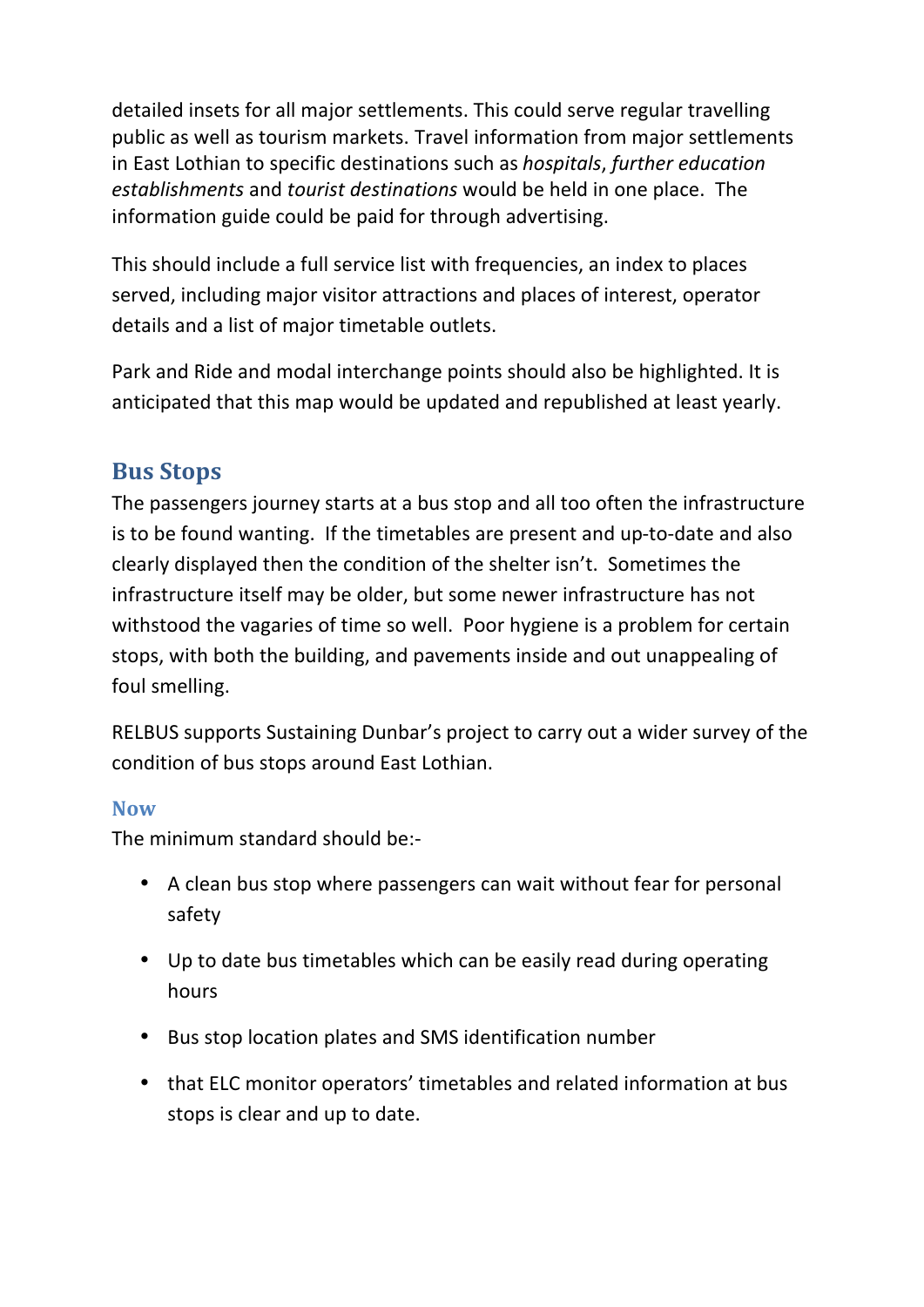detailed insets for all major settlements. This could serve regular travelling public as well as tourism markets. Travel information from major settlements in East Lothian to specific destinations such as *hospitals*, *further education establishments* and *tourist destinations* would be held in one place. The information guide could be paid for through advertising.

This should include a full service list with frequencies, an index to places served, including major visitor attractions and places of interest, operator details and a list of major timetable outlets.

Park and Ride and modal interchange points should also be highlighted. It is anticipated that this map would be updated and republished at least yearly.

## Bus Stops

The passengers journey starts at a bus stop and all too often the infrastructure is to be found wanting. If the timetables are present and up-to-date and also clearly displayed then the condition of the shelter isn't. Sometimes the infrastructure itself may be older, but some newer infrastructure has not withstood the vagaries of time so well. Poor hygiene is a problem for certain stops, with both the building, and pavements inside and out unappealing of foul smelling.

RELBUS supports Sustaining Dunbar's project to carry out a wider survey of the condition of bus stops around East Lothian.

### Now

The minimum standard should be:-

- A clean bus stop where passengers can wait without fear for personal safety
- Up to date bus timetables which can be easily read during operating hours
- Bus stop location plates and SMS identification number
- that ELC monitor operators' timetables and related information at bus stops is clear and up to date.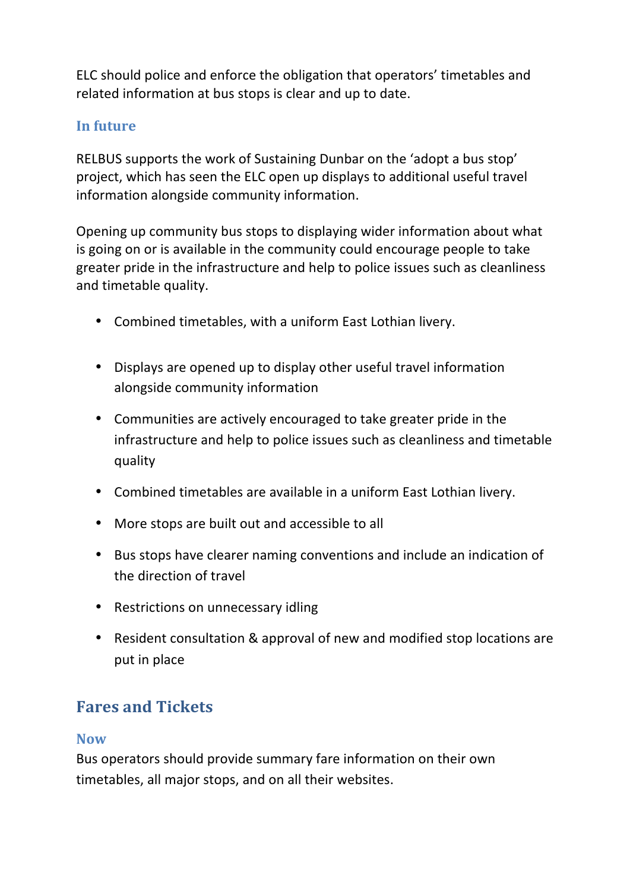ELC should police and enforce the obligation that operators' timetables and related information at bus stops is clear and up to date.

### In future

RELBUS supports the work of Sustaining Dunbar on the 'adopt a bus stop' project, which has seen the ELC open up displays to additional useful travel information alongside community information.

Opening up community bus stops to displaying wider information about what is going on or is available in the community could encourage people to take greater pride in the infrastructure and help to police issues such as cleanliness and timetable quality.

- Combined timetables, with a uniform East Lothian livery.
- Displays are opened up to display other useful travel information alongside community information
- Communities are actively encouraged to take greater pride in the infrastructure and help to police issues such as cleanliness and timetable quality
- Combined timetables are available in a uniform East Lothian livery.
- More stops are built out and accessible to all
- Bus stops have clearer naming conventions and include an indication of the direction of travel
- Restrictions on unnecessary idling
- Resident consultation & approval of new and modified stop locations are put in place

## Fares and Tickets

### Now

Bus operators should provide summary fare information on their own timetables, all major stops, and on all their websites.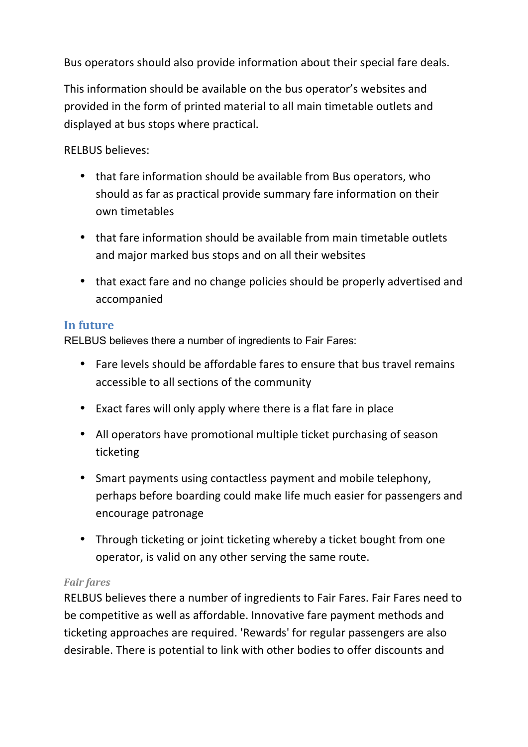Bus operators should also provide information about their special fare deals.

This information should be available on the bus operator's websites and provided in the form of printed material to all main timetable outlets and displayed at bus stops where practical.

RELBUS believes:

- that fare information should be available from Bus operators, who should as far as practical provide summary fare information on their own timetables
- that fare information should be available from main timetable outlets and major marked bus stops and on all their websites
- that exact fare and no change policies should be properly advertised and accompanied

## In future

RELBUS believes there a number of ingredients to Fair Fares:

- Fare levels should be affordable fares to ensure that bus travel remains accessible to all sections of the community
- Exact fares will only apply where there is a flat fare in place
- All operators have promotional multiple ticket purchasing of season ticketing
- Smart payments using contactless payment and mobile telephony, perhaps before boarding could make life much easier for passengers and encourage patronage
- Through ticketing or joint ticketing whereby a ticket bought from one operator, is valid on any other serving the same route.

### *Fair fares*

RELBUS believes there a number of ingredients to Fair Fares. Fair Fares need to be competitive as well as affordable. Innovative fare payment methods and ticketing approaches are required. 'Rewards' for regular passengers are also desirable. There is potential to link with other bodies to offer discounts and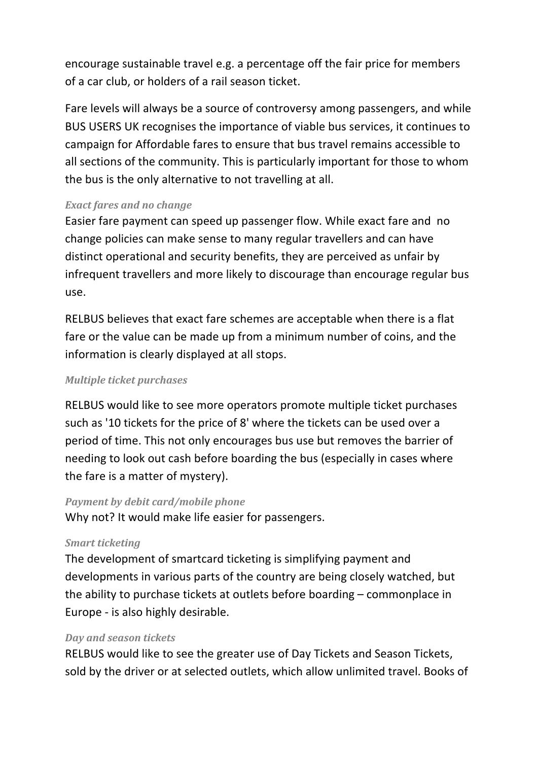encourage sustainable travel e.g. a percentage off the fair price for members of a car club, or holders of a rail season ticket.

Fare levels will always be a source of controversy among passengers, and while BUS USERS UK recognises the importance of viable bus services, it continues to campaign for Affordable fares to ensure that bus travel remains accessible to all sections of the community. This is particularly important for those to whom the bus is the only alternative to not travelling at all.

*Exact fares and no change*

Easier fare payment can speed up passenger flow. While exact fare and no change policies can make sense to many regular travellers and can have distinct operational and security benefits, they are perceived as unfair by infrequent travellers and more likely to discourage than encourage regular bus use.

RELBUS believes that exact fare schemes are acceptable when there is a flat fare or the value can be made up from a minimum number of coins, and the information is clearly displayed at all stops.

*Multiple ticket purchases*

RELBUS would like to see more operators promote multiple ticket purchases such as '10 tickets for the price of 8' where the tickets can be used over a period of time. This not only encourages bus use but removes the barrier of needing to look out cash before boarding the bus (especially in cases where the fare is a matter of mystery).

*Payment by debit card/mobile phone*

Why not? It would make life easier for passengers.

*Smart ticketing*

The development of smartcard ticketing is simplifying payment and developments in various parts of the country are being closely watched, but the ability to purchase tickets at outlets before boarding – commonplace in Europe - is also highly desirable.

*Day and season tickets*

RELBUS would like to see the greater use of Day Tickets and Season Tickets, sold by the driver or at selected outlets, which allow unlimited travel. Books of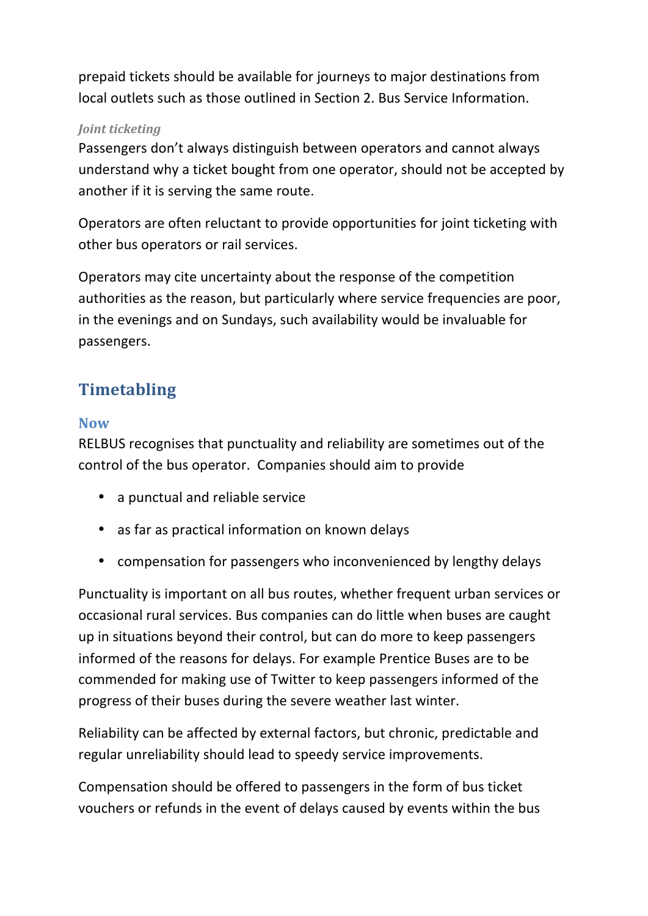prepaid tickets should be available for journeys to major destinations from local outlets such as those outlined in Section 2. Bus Service Information.

#### *Joint ticketing*

Passengers don't always distinguish between operators and cannot always understand why a ticket bought from one operator, should not be accepted by another if it is serving the same route.

Operators are often reluctant to provide opportunities for joint ticketing with other bus operators or rail services.

Operators may cite uncertainty about the response of the competition authorities as the reason, but particularly where service frequencies are poor, in the evenings and on Sundays, such availability would be invaluable for passengers.

## Timetabling

### Now

RELBUS recognises that punctuality and reliability are sometimes out of the control of the bus operator. Companies should aim to provide

- a punctual and reliable service
- as far as practical information on known delays
- compensation for passengers who inconvenienced by lengthy delays

Punctuality is important on all bus routes, whether frequent urban services or occasional rural services. Bus companies can do little when buses are caught up in situations beyond their control, but can do more to keep passengers informed of the reasons for delays. For example Prentice Buses are to be commended for making use of Twitter to keep passengers informed of the progress of their buses during the severe weather last winter.

Reliability can be affected by external factors, but chronic, predictable and regular unreliability should lead to speedy service improvements.

Compensation should be offered to passengers in the form of bus ticket vouchers or refunds in the event of delays caused by events within the bus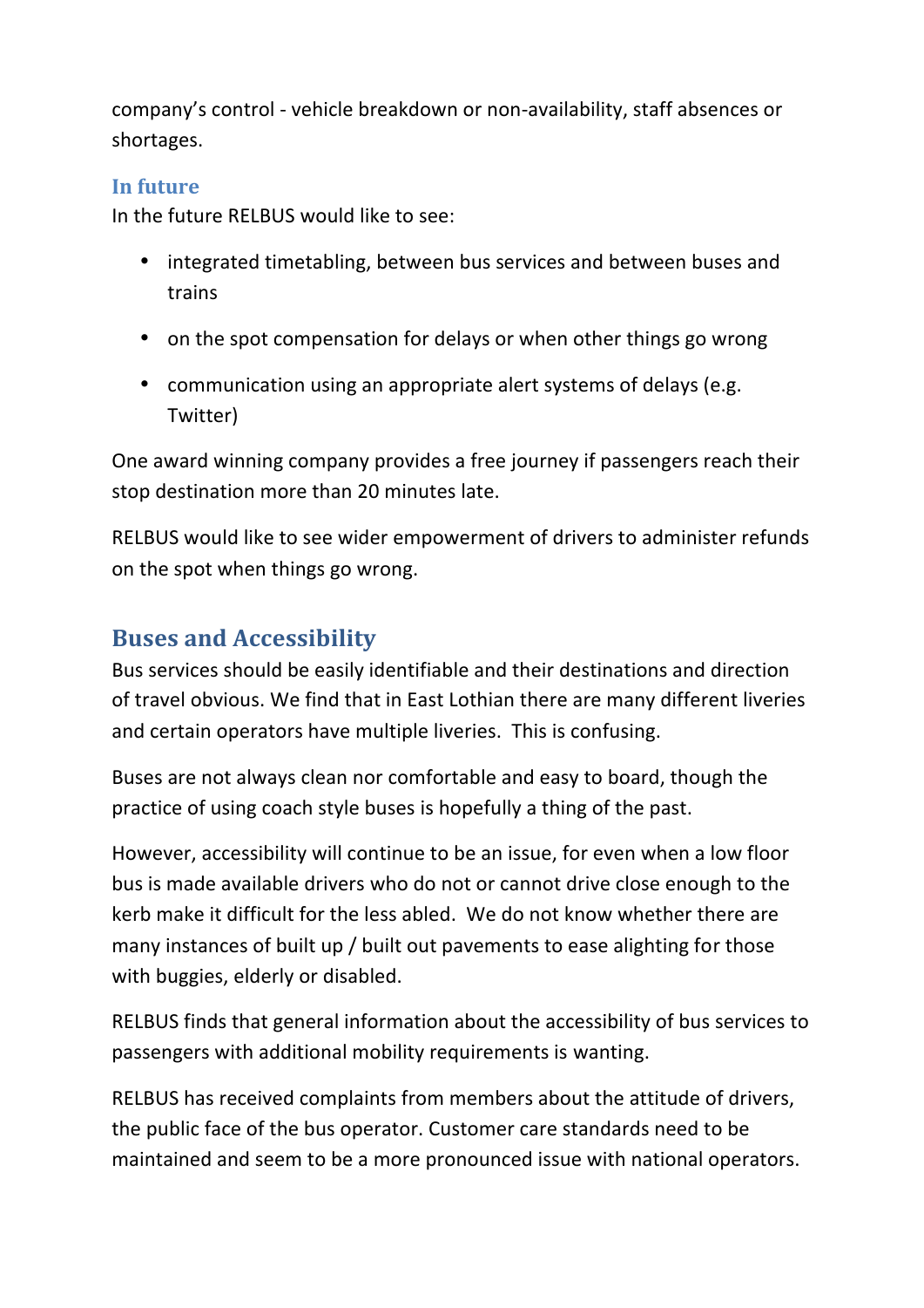company's control - vehicle breakdown or non-availability, staff absences or shortages.

### In future

In the future RELBUS would like to see:

- integrated timetabling, between bus services and between buses and trains
- on the spot compensation for delays or when other things go wrong
- communication using an appropriate alert systems of delays (e.g. Twitter)

One award winning company provides a free journey if passengers reach their stop destination more than 20 minutes late.

RELBUS would like to see wider empowerment of drivers to administer refunds on the spot when things go wrong.

## Buses and Accessibility

Bus services should be easily identifiable and their destinations and direction of travel obvious. We find that in East Lothian there are many different liveries and certain operators have multiple liveries. This is confusing.

Buses are not always clean nor comfortable and easy to board, though the practice of using coach style buses is hopefully a thing of the past.

However, accessibility will continue to be an issue, for even when a low floor bus is made available drivers who do not or cannot drive close enough to the kerb make it difficult for the less abled. We do not know whether there are many instances of built up / built out pavements to ease alighting for those with buggies, elderly or disabled.

RELBUS finds that general information about the accessibility of bus services to passengers with additional mobility requirements is wanting.

RELBUS has received complaints from members about the attitude of drivers, the public face of the bus operator. Customer care standards need to be maintained and seem to be a more pronounced issue with national operators.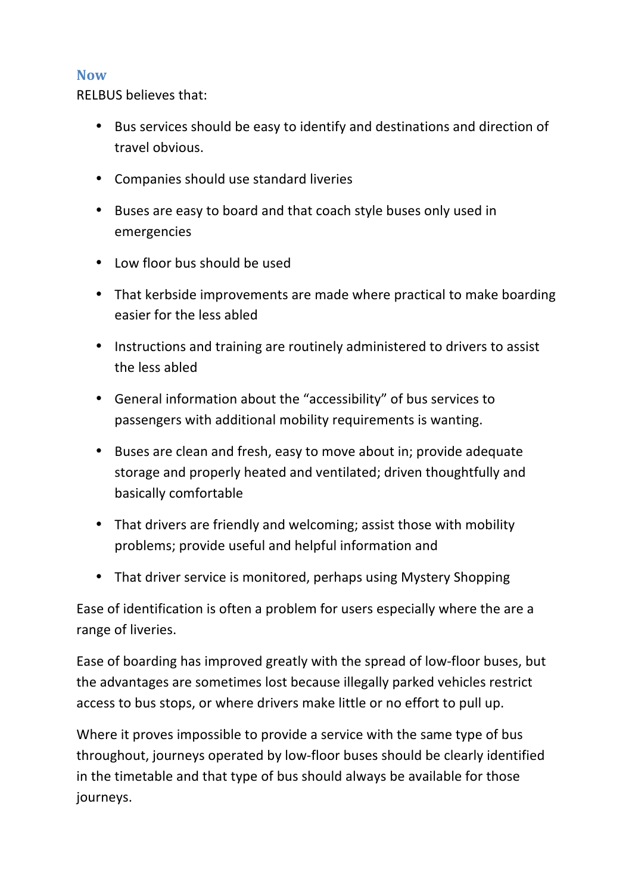## Now

RELBUS believes that:

- Bus services should be easy to identify and destinations and direction of travel obvious.
- Companies should use standard liveries
- Buses are easy to board and that coach style buses only used in emergencies
- Low floor bus should be used
- That kerbside improvements are made where practical to make boarding easier for the less abled
- Instructions and training are routinely administered to drivers to assist the less abled
- General information about the "accessibility" of bus services to passengers with additional mobility requirements is wanting.
- Buses are clean and fresh, easy to move about in; provide adequate storage and properly heated and ventilated; driven thoughtfully and basically comfortable
- That drivers are friendly and welcoming; assist those with mobility problems; provide useful and helpful information and
- That driver service is monitored, perhaps using Mystery Shopping

Ease of identification is often a problem for users especially where the are a range of liveries.

Ease of boarding has improved greatly with the spread of low-floor buses, but the advantages are sometimes lost because illegally parked vehicles restrict access to bus stops, or where drivers make little or no effort to pull up.

Where it proves impossible to provide a service with the same type of bus throughout, journeys operated by low-floor buses should be clearly identified in the timetable and that type of bus should always be available for those journeys.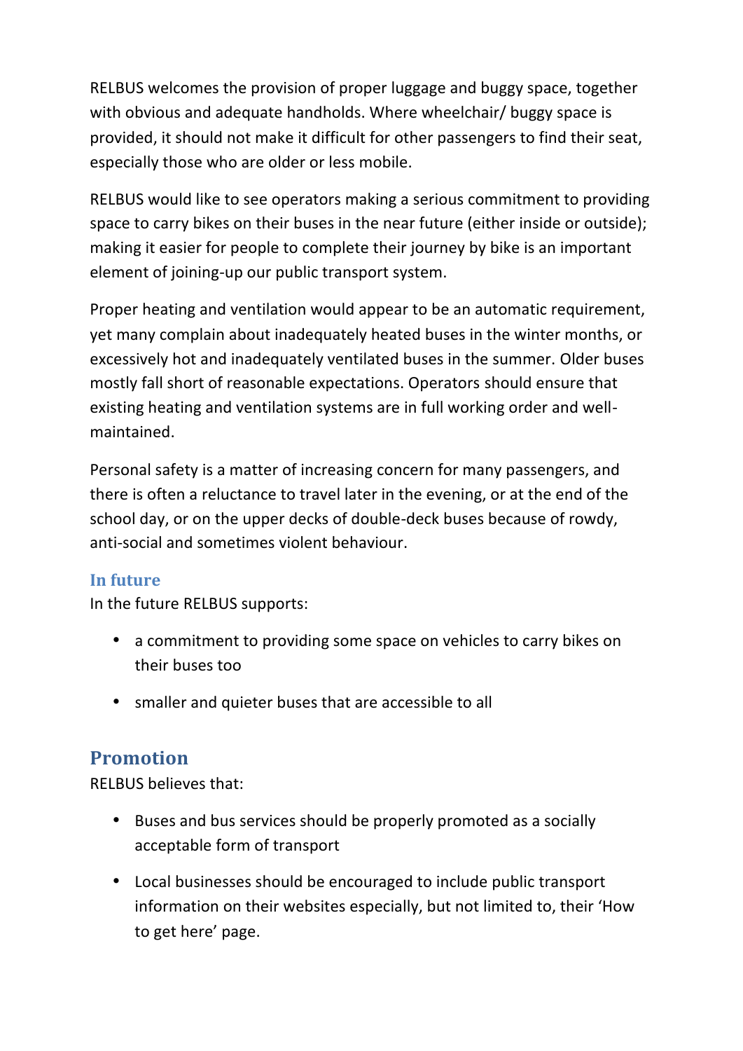RELBUS welcomes the provision of proper luggage and buggy space, together with obvious and adequate handholds. Where wheelchair/ buggy space is provided, it should not make it difficult for other passengers to find their seat, especially those who are older or less mobile.

RELBUS would like to see operators making a serious commitment to providing space to carry bikes on their buses in the near future (either inside or outside); making it easier for people to complete their journey by bike is an important element of joining-up our public transport system.

Proper heating and ventilation would appear to be an automatic requirement, yet many complain about inadequately heated buses in the winter months, or excessively hot and inadequately ventilated buses in the summer. Older buses mostly fall short of reasonable expectations. Operators should ensure that existing heating and ventilation systems are in full working order and well-maintained.

Personal safety is a matter of increasing concern for many passengers, and there is often a reluctance to travel later in the evening, or at the end of the school day, or on the upper decks of double-deck buses because of rowdy, anti-social and sometimes violent behaviour.

### In future

In the future RELBUS supports:

- a commitment to providing some space on vehicles to carry bikes on their buses too
- smaller and quieter buses that are accessible to all

## Promotion

RELBUS believes that:

- Buses and bus services should be properly promoted as a socially acceptable form of transport
- Local businesses should be encouraged to include public transport information on their websites especially, but not limited to, their 'How to get here' page.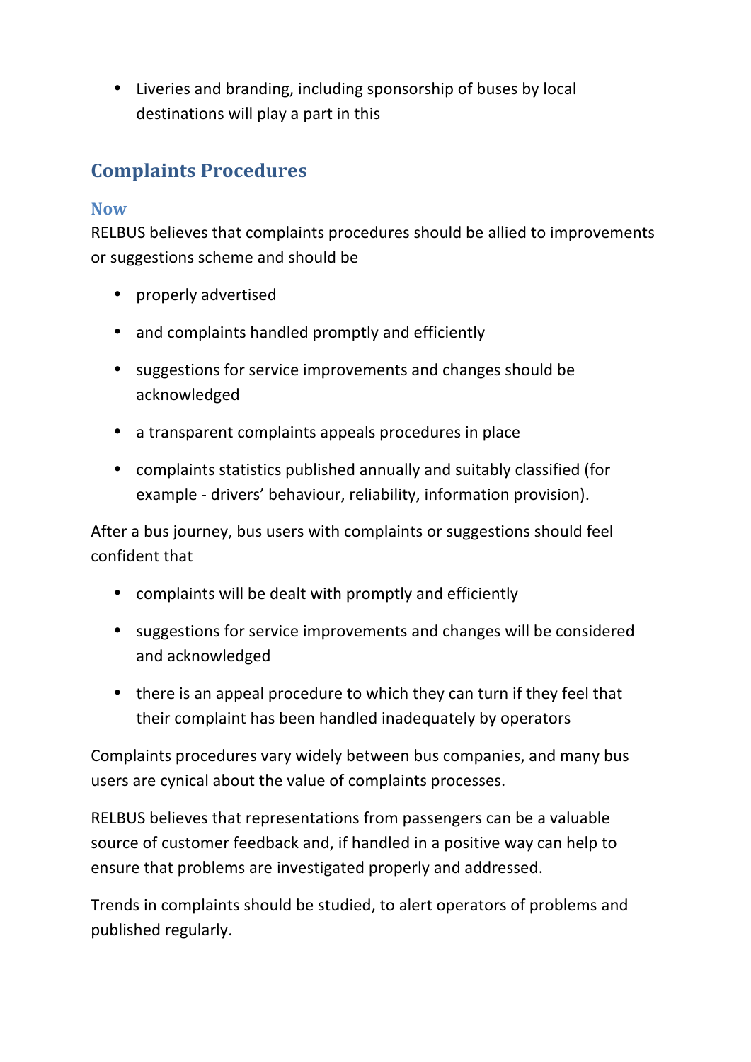- Liveries and branding, including sponsorship of buses by local destinations will play a part in this

## Complaints Procedures

### Now

RELBUS believes that complaints procedures should be allied to improvements or suggestions scheme and should be

- properly advertised
- and complaints handled promptly and efficiently
- suggestions for service improvements and changes should be acknowledged
- a transparent complaints appeals procedures in place
- complaints statistics published annually and suitably classified (for example - drivers' behaviour, reliability, information provision).

After a bus journey, bus users with complaints or suggestions should feel confident that

- complaints will be dealt with promptly and efficiently
- suggestions for service improvements and changes will be considered and acknowledged
- there is an appeal procedure to which they can turn if they feel that their complaint has been handled inadequately by operators

Complaints procedures vary widely between bus companies, and many bus users are cynical about the value of complaints processes.

RELBUS believes that representations from passengers can be a valuable source of customer feedback and, if handled in a positive way can help to ensure that problems are investigated properly and addressed.

Trends in complaints should be studied, to alert operators of problems and published regularly.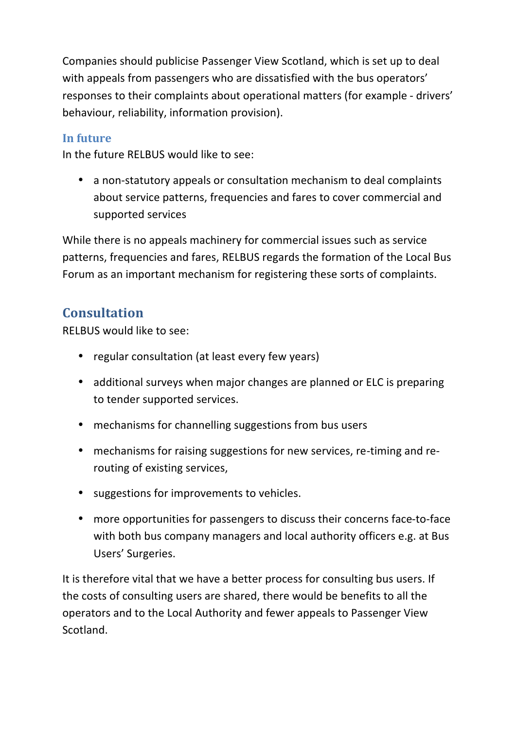Companies should publicise Passenger View Scotland, which is set up to deal with appeals from passengers who are dissatisfied with the bus operators' responses to their complaints about operational matters (for example - drivers' behaviour, reliability, information provision).

### In future

In the future RELBUS would like to see:

- a non-statutory appeals or consultation mechanism to deal complaints about service patterns, frequencies and fares to cover commercial and supported services

While there is no appeals machinery for commercial issues such as service patterns, frequencies and fares, RELBUS regards the formation of the Local Bus Forum as an important mechanism for registering these sorts of complaints.

## Consultation

RELBUS would like to see:

- regular consultation (at least every few years)
- additional surveys when major changes are planned or ELC is preparing to tender supported services.
- mechanisms for channelling suggestions from bus users
- mechanisms for raising suggestions for new services, re-timing and re-routing of existing services,
- suggestions for improvements to vehicles.
- more opportunities for passengers to discuss their concerns face-to-face with both bus company managers and local authority officers e.g. at Bus Users' Surgeries.

It is therefore vital that we have a better process for consulting bus users. If the costs of consulting users are shared, there would be benefits to all the operators and to the Local Authority and fewer appeals to Passenger View Scotland.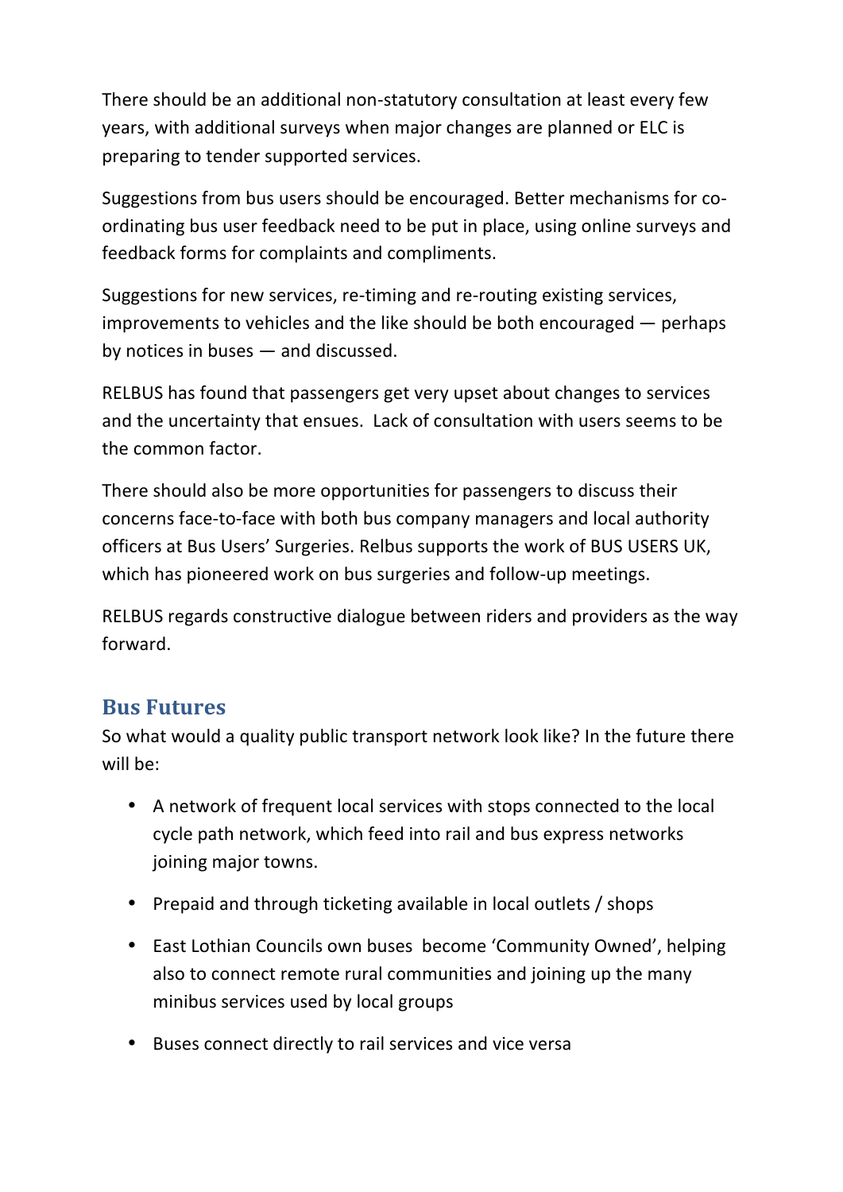There should be an additional non-statutory consultation at least every few years, with additional surveys when major changes are planned or ELC is preparing to tender supported services.

Suggestions from bus users should be encouraged. Better mechanisms for co-ordinating bus user feedback need to be put in place, using online surveys and feedback forms for complaints and compliments.

Suggestions for new services, re-timing and re-routing existing services, improvements to vehicles and the like should be both encouraged — perhaps by notices in buses — and discussed.

RELBUS has found that passengers get very upset about changes to services and the uncertainty that ensues. Lack of consultation with users seems to be the common factor.

There should also be more opportunities for passengers to discuss their concerns face-to-face with both bus company managers and local authority officers at Bus Users' Surgeries. Relbus supports the work of BUS USERS UK, which has pioneered work on bus surgeries and follow-up meetings.

RELBUS regards constructive dialogue between riders and providers as the way forward.

## Bus Futures

So what would a quality public transport network look like? In the future there will be:

- A network of frequent local services with stops connected to the local cycle path network, which feed into rail and bus express networks joining major towns.
- Prepaid and through ticketing available in local outlets / shops
- East Lothian Councils own buses become 'Community Owned', helping also to connect remote rural communities and joining up the many minibus services used by local groups
- Buses connect directly to rail services and vice versa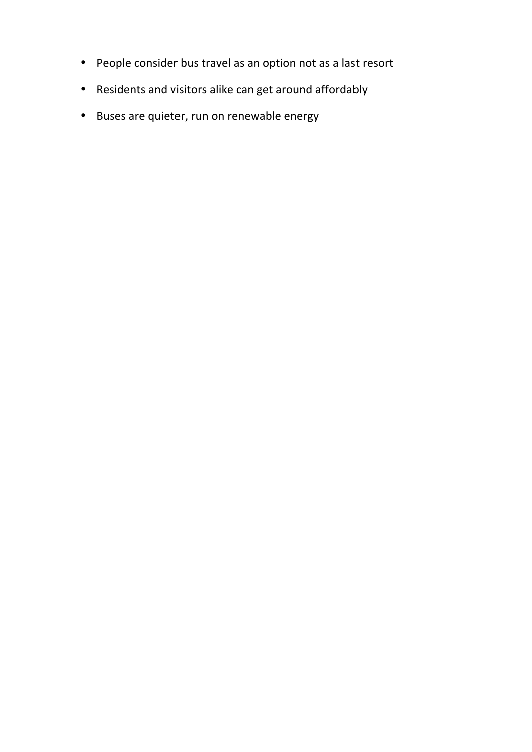- People consider bus travel as an option not as a last resort
- Residents and visitors alike can get around affordably
- Buses are quieter, run on renewable energy